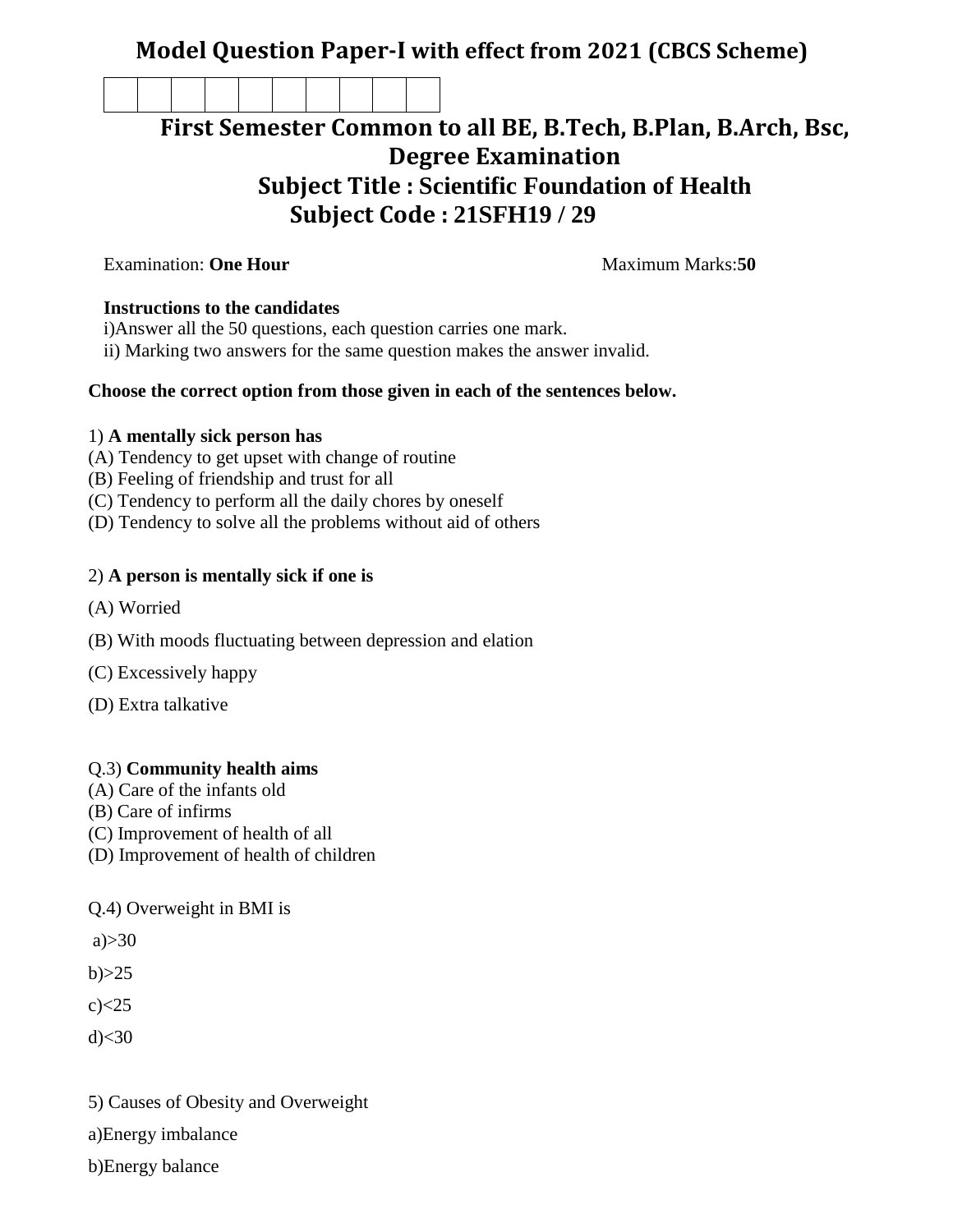# Model Question Paper-I with effect from 2021 (CBCS Scheme)

| | | | | | | | | | |
|---|---|---|---|---|---|---|---|---|---|
| | | | | | | | | | |

## First Semester Common to all BE, B.Tech, B.Plan, B.Arch, Bsc, Degree Examination

## Subject Title : Scientific Foundation of Health

## Subject Code : 21SFH19 / 29

Examination: **One Hour** Maximum Marks:**50**

**Instructions to the candidates**

i)Answer all the 50 questions, each question carries one mark.

ii) Marking two answers for the same question makes the answer invalid.

**Choose the correct option from those given in each of the sentences below.**

1) **A mentally sick person has**

(A) Tendency to get upset with change of routine

(B) Feeling of friendship and trust for all

(C) Tendency to perform all the daily chores by oneself

(D) Tendency to solve all the problems without aid of others

2) **A person is mentally sick if one is**

(A) Worried

(B) With moods fluctuating between depression and elation

(C) Excessively happy

(D) Extra talkative

Q.3) **Community health aims**

(A) Care of the infants old

(B) Care of infirms

(C) Improvement of health of all

(D) Improvement of health of children

Q.4) Overweight in BMI is

a)>30

b)>25

c)<25

d)<30

5) Causes of Obesity and Overweight

a)Energy imbalance

b)Energy balance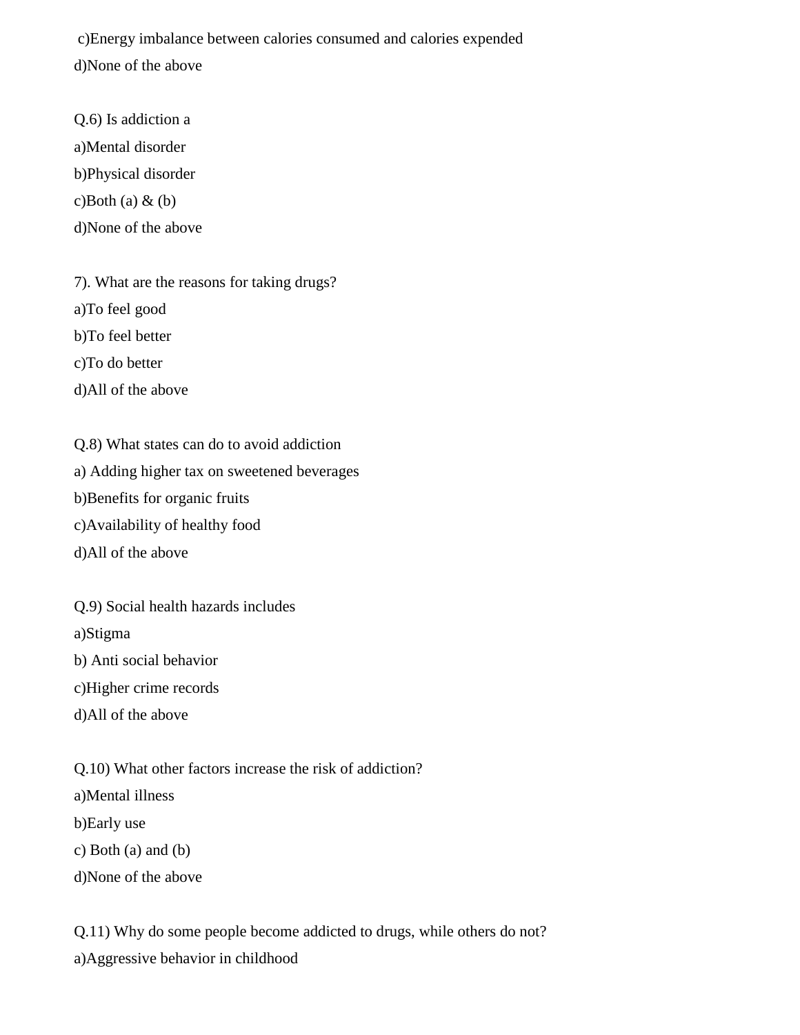c)Energy imbalance between calories consumed and calories expended

d)None of the above

Q.6) Is addiction a

a)Mental disorder

b)Physical disorder

c)Both (a) & (b)

d)None of the above

7). What are the reasons for taking drugs?

a)To feel good

b)To feel better

c)To do better

d)All of the above

Q.8) What states can do to avoid addiction

a) Adding higher tax on sweetened beverages

b)Benefits for organic fruits

c)Availability of healthy food

d)All of the above

Q.9) Social health hazards includes

a)Stigma

b) Anti social behavior

c)Higher crime records

d)All of the above

Q.10) What other factors increase the risk of addiction?

a)Mental illness

b)Early use

c) Both (a) and (b)

d)None of the above

Q.11) Why do some people become addicted to drugs, while others do not?

a)Aggressive behavior in childhood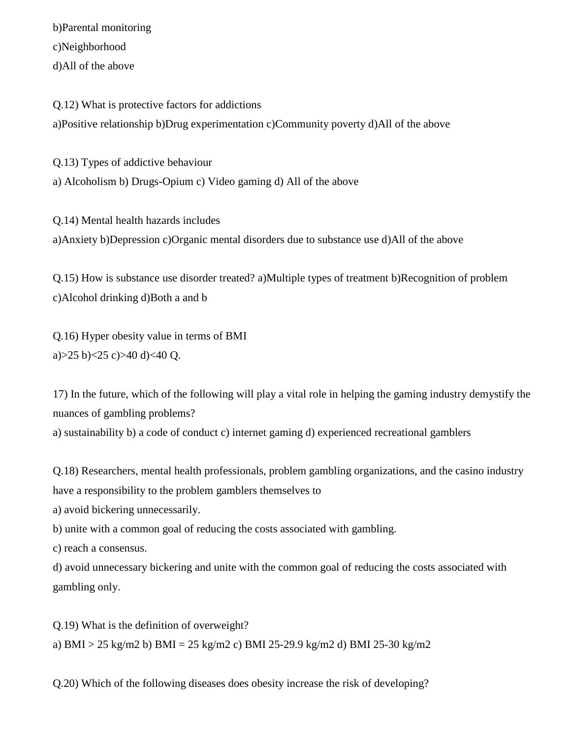b)Parental monitoring

c)Neighborhood

d)All of the above

Q.12) What is protective factors for addictions

a)Positive relationship b)Drug experimentation c)Community poverty d)All of the above

Q.13) Types of addictive behaviour

a) Alcoholism b) Drugs-Opium c) Video gaming d) All of the above

Q.14) Mental health hazards includes

a)Anxiety b)Depression c)Organic mental disorders due to substance use d)All of the above

Q.15) How is substance use disorder treated? a)Multiple types of treatment b)Recognition of problem c)Alcohol drinking d)Both a and b

Q.16) Hyper obesity value in terms of BMI

a)>25 b)<25 c)>40 d)<40 Q.

17) In the future, which of the following will play a vital role in helping the gaming industry demystify the nuances of gambling problems?

a) sustainability b) a code of conduct c) internet gaming d) experienced recreational gamblers

Q.18) Researchers, mental health professionals, problem gambling organizations, and the casino industry have a responsibility to the problem gamblers themselves to

a) avoid bickering unnecessarily.

b) unite with a common goal of reducing the costs associated with gambling.

c) reach a consensus.

d) avoid unnecessary bickering and unite with the common goal of reducing the costs associated with gambling only.

Q.19) What is the definition of overweight?

a) BMI > 25 kg/m2 b) BMI = 25 kg/m2 c) BMI 25-29.9 kg/m2 d) BMI 25-30 kg/m2

Q.20) Which of the following diseases does obesity increase the risk of developing?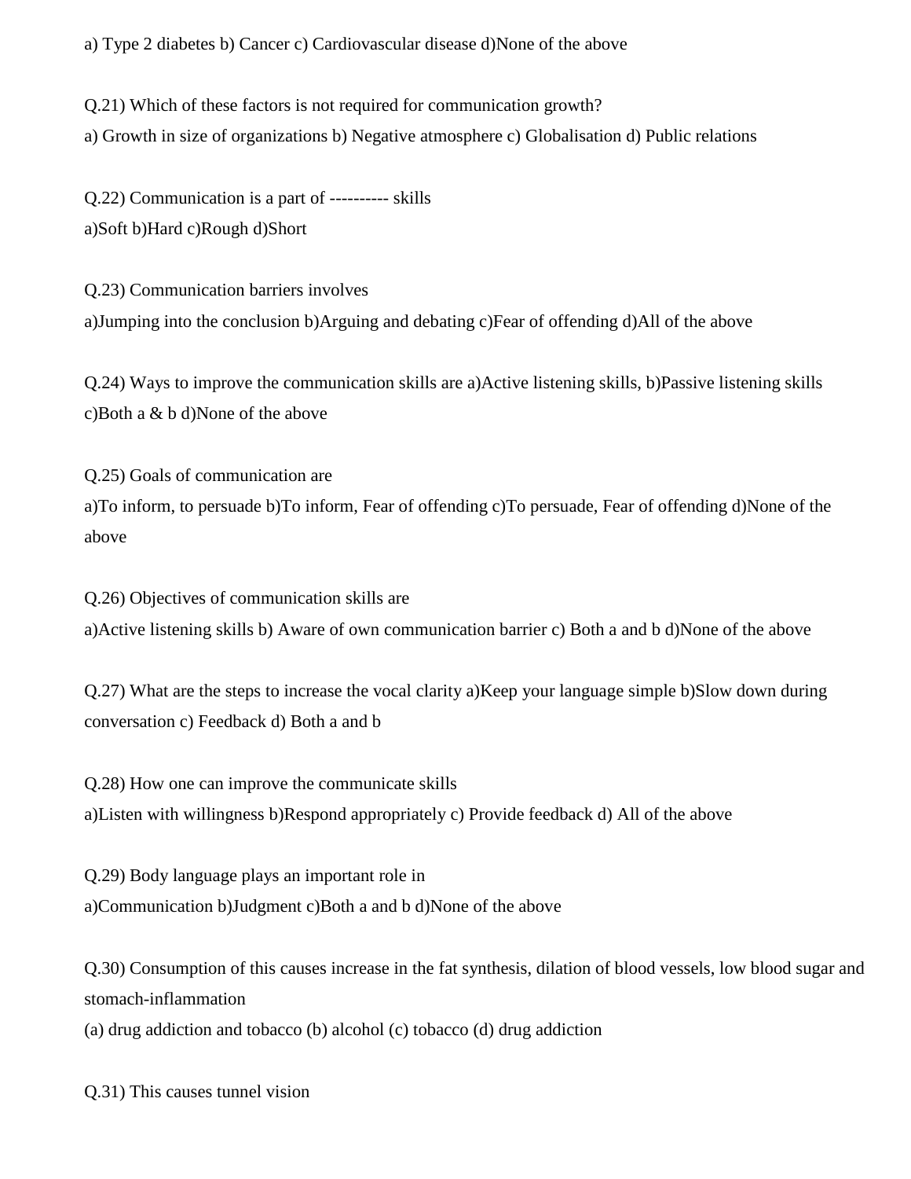a) Type 2 diabetes b) Cancer c) Cardiovascular disease d)None of the above

Q.21) Which of these factors is not required for communication growth?
a) Growth in size of organizations b) Negative atmosphere c) Globalisation d) Public relations

Q.22) Communication is a part of ---------- skills
a)Soft b)Hard c)Rough d)Short

Q.23) Communication barriers involves
a)Jumping into the conclusion b)Arguing and debating c)Fear of offending d)All of the above

Q.24) Ways to improve the communication skills are a)Active listening skills, b)Passive listening skills c)Both a & b d)None of the above

Q.25) Goals of communication are
a)To inform, to persuade b)To inform, Fear of offending c)To persuade, Fear of offending d)None of the above

Q.26) Objectives of communication skills are
a)Active listening skills b) Aware of own communication barrier c) Both a and b d)None of the above

Q.27) What are the steps to increase the vocal clarity a)Keep your language simple b)Slow down during conversation c) Feedback d) Both a and b

Q.28) How one can improve the communicate skills
a)Listen with willingness b)Respond appropriately c) Provide feedback d) All of the above

Q.29) Body language plays an important role in
a)Communication b)Judgment c)Both a and b d)None of the above

Q.30) Consumption of this causes increase in the fat synthesis, dilation of blood vessels, low blood sugar and stomach-inflammation
(a) drug addiction and tobacco (b) alcohol (c) tobacco (d) drug addiction

Q.31) This causes tunnel vision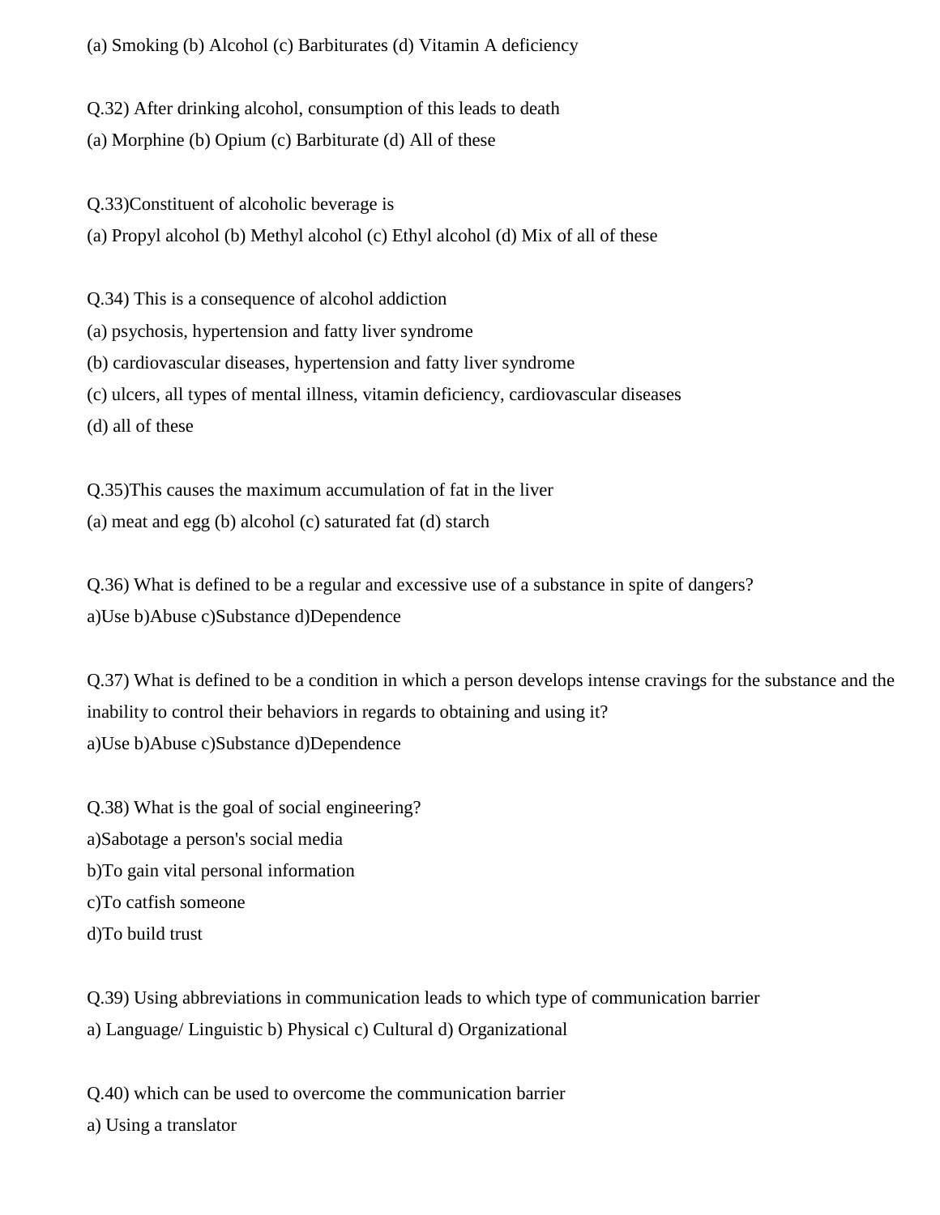(a) Smoking (b) Alcohol (c) Barbiturates (d) Vitamin A deficiency

Q.32) After drinking alcohol, consumption of this leads to death
(a) Morphine (b) Opium (c) Barbiturate (d) All of these

Q.33)Constituent of alcoholic beverage is
(a) Propyl alcohol (b) Methyl alcohol (c) Ethyl alcohol (d) Mix of all of these

Q.34) This is a consequence of alcohol addiction
(a) psychosis, hypertension and fatty liver syndrome
(b) cardiovascular diseases, hypertension and fatty liver syndrome
(c) ulcers, all types of mental illness, vitamin deficiency, cardiovascular diseases
(d) all of these

Q.35)This causes the maximum accumulation of fat in the liver
(a) meat and egg (b) alcohol (c) saturated fat (d) starch

Q.36) What is defined to be a regular and excessive use of a substance in spite of dangers?
a)Use b)Abuse c)Substance d)Dependence

Q.37) What is defined to be a condition in which a person develops intense cravings for the substance and the inability to control their behaviors in regards to obtaining and using it?
a)Use b)Abuse c)Substance d)Dependence

Q.38) What is the goal of social engineering?
a)Sabotage a person's social media
b)To gain vital personal information
c)To catfish someone
d)To build trust

Q.39) Using abbreviations in communication leads to which type of communication barrier
a) Language/ Linguistic b) Physical c) Cultural d) Organizational

Q.40) which can be used to overcome the communication barrier
a) Using a translator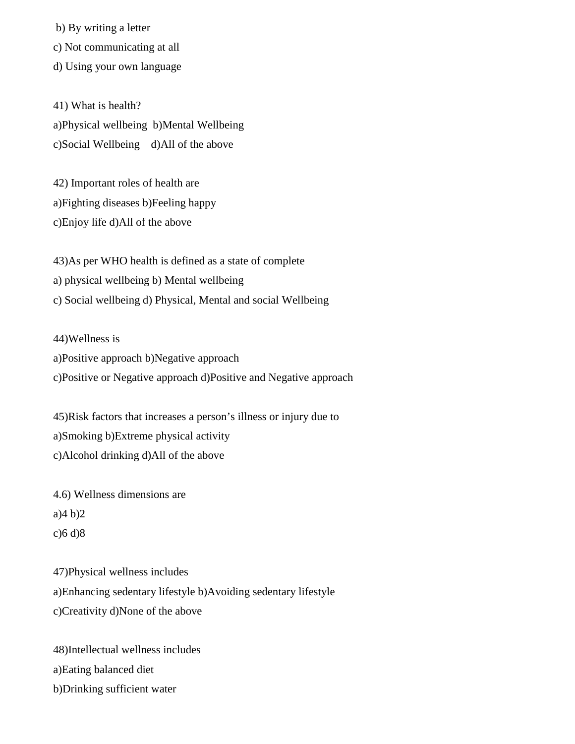b) By writing a letter

c) Not communicating at all

d) Using your own language

41) What is health?

a)Physical wellbeing b)Mental Wellbeing

c)Social Wellbeing d)All of the above

42) Important roles of health are

a)Fighting diseases b)Feeling happy

c)Enjoy life d)All of the above

43)As per WHO health is defined as a state of complete

a) physical wellbeing b) Mental wellbeing

c) Social wellbeing d) Physical, Mental and social Wellbeing

44)Wellness is

a)Positive approach b)Negative approach

c)Positive or Negative approach d)Positive and Negative approach

45)Risk factors that increases a person's illness or injury due to

a)Smoking b)Extreme physical activity

c)Alcohol drinking d)All of the above

4.6) Wellness dimensions are

a)4 b)2

c)6 d)8

47)Physical wellness includes

a)Enhancing sedentary lifestyle b)Avoiding sedentary lifestyle

c)Creativity d)None of the above

48)Intellectual wellness includes

a)Eating balanced diet

b)Drinking sufficient water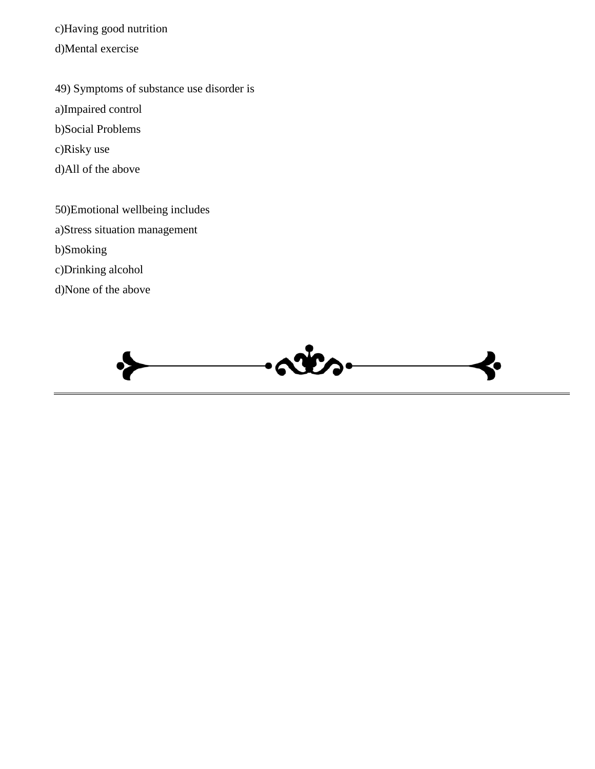c)Having good nutrition

d)Mental exercise

49) Symptoms of substance use disorder is

a)Impaired control

b)Social Problems

c)Risky use

d)All of the above

50)Emotional wellbeing includes

a)Stress situation management

b)Smoking

c)Drinking alcohol

d)None of the above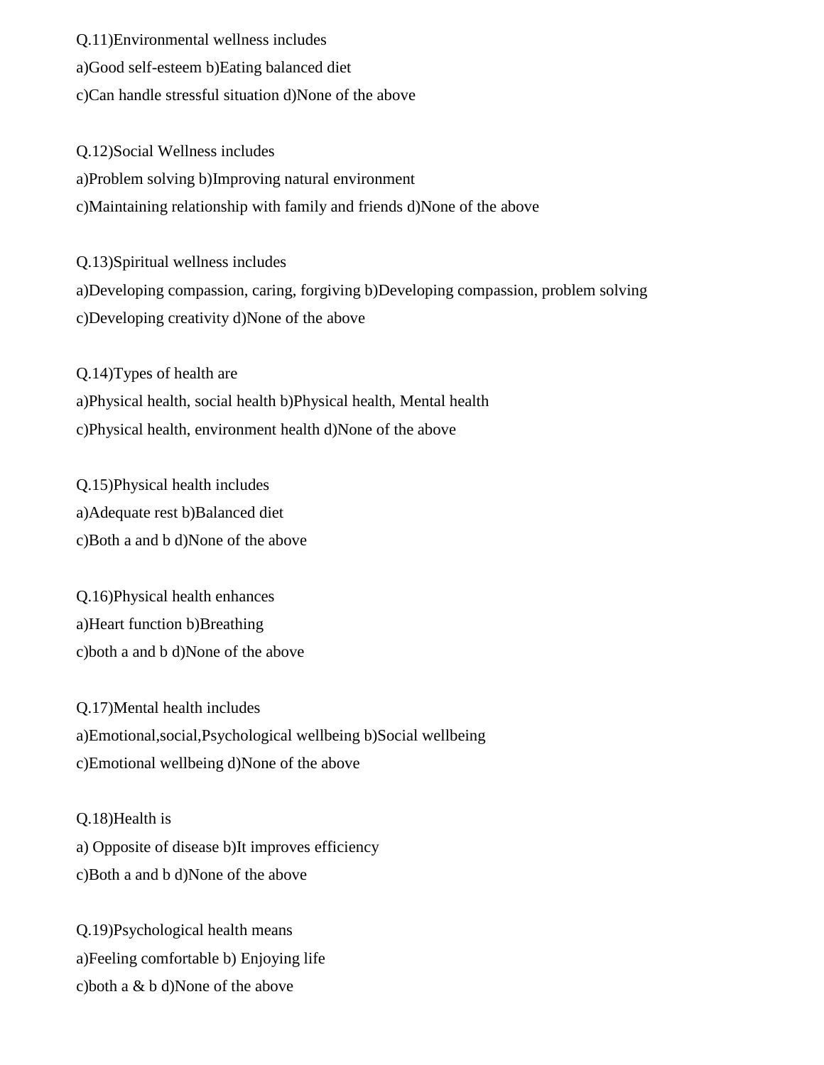Q.11)Environmental wellness includes

a)Good self-esteem b)Eating balanced diet

c)Can handle stressful situation d)None of the above

Q.12)Social Wellness includes

a)Problem solving b)Improving natural environment

c)Maintaining relationship with family and friends d)None of the above

Q.13)Spiritual wellness includes

a)Developing compassion, caring, forgiving b)Developing compassion, problem solving

c)Developing creativity d)None of the above

Q.14)Types of health are

a)Physical health, social health b)Physical health, Mental health

c)Physical health, environment health d)None of the above

Q.15)Physical health includes

a)Adequate rest b)Balanced diet

c)Both a and b d)None of the above

Q.16)Physical health enhances

a)Heart function b)Breathing

c)both a and b d)None of the above

Q.17)Mental health includes

a)Emotional,social,Psychological wellbeing b)Social wellbeing

c)Emotional wellbeing d)None of the above

Q.18)Health is

a) Opposite of disease b)It improves efficiency

c)Both a and b d)None of the above

Q.19)Psychological health means

a)Feeling comfortable b) Enjoying life

c)both a & b d)None of the above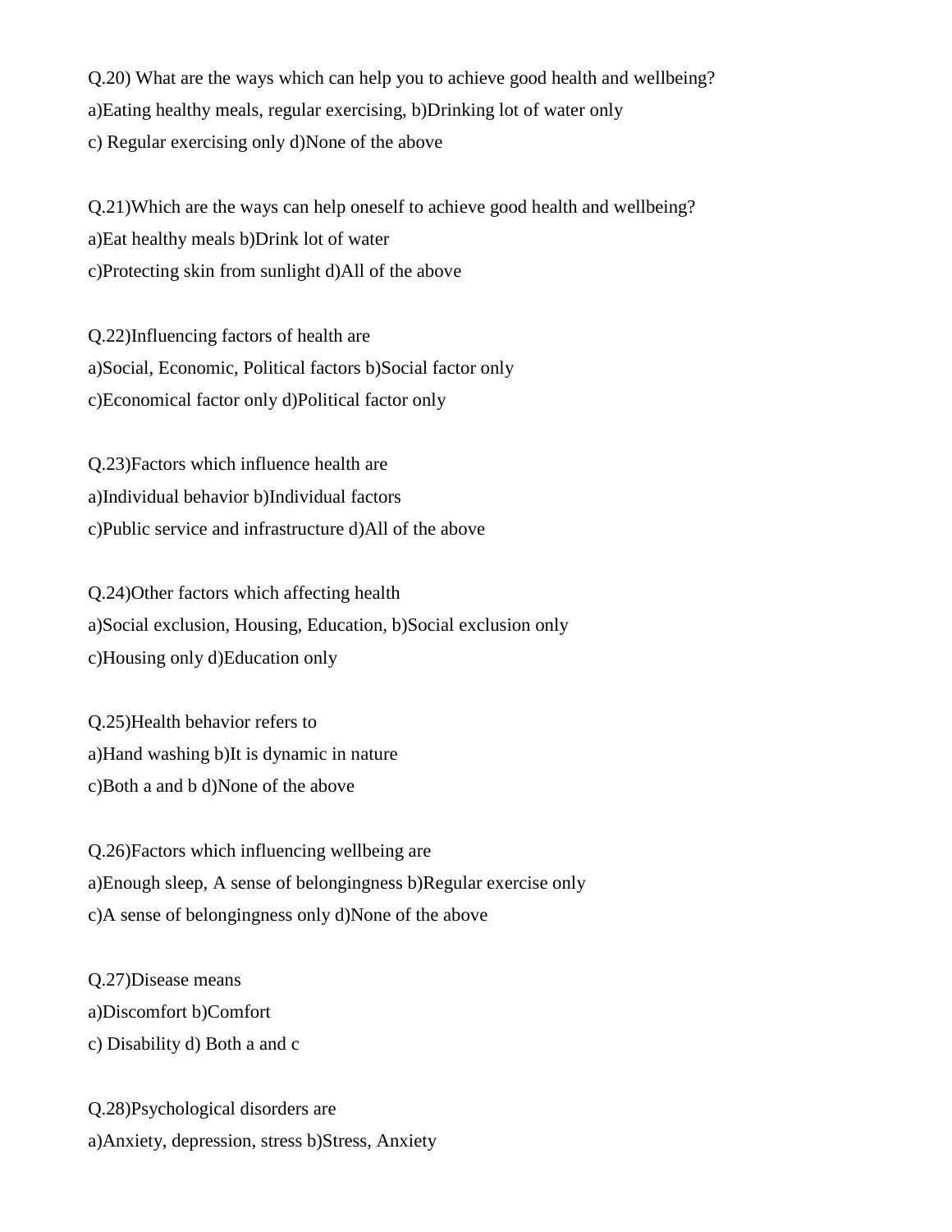Q.20) What are the ways which can help you to achieve good health and wellbeing?

a)Eating healthy meals, regular exercising, b)Drinking lot of water only

c) Regular exercising only d)None of the above

Q.21)Which are the ways can help oneself to achieve good health and wellbeing?

a)Eat healthy meals b)Drink lot of water

c)Protecting skin from sunlight d)All of the above

Q.22)Influencing factors of health are

a)Social, Economic, Political factors b)Social factor only

c)Economical factor only d)Political factor only

Q.23)Factors which influence health are

a)Individual behavior b)Individual factors

c)Public service and infrastructure d)All of the above

Q.24)Other factors which affecting health

a)Social exclusion, Housing, Education, b)Social exclusion only

c)Housing only d)Education only

Q.25)Health behavior refers to

a)Hand washing b)It is dynamic in nature

c)Both a and b d)None of the above

Q.26)Factors which influencing wellbeing are

a)Enough sleep, A sense of belongingness b)Regular exercise only

c)A sense of belongingness only d)None of the above

Q.27)Disease means

a)Discomfort b)Comfort

c) Disability d) Both a and c

Q.28)Psychological disorders are

a)Anxiety, depression, stress b)Stress, Anxiety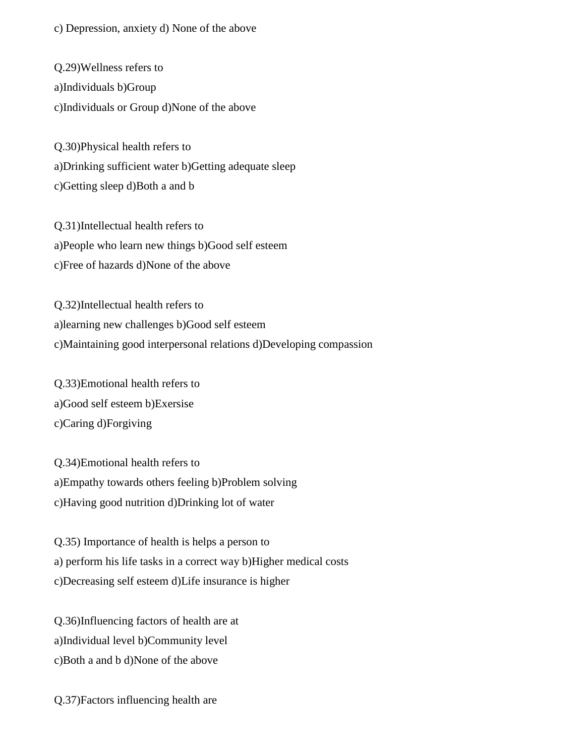c) Depression, anxiety d) None of the above

Q.29)Wellness refers to
a)Individuals b)Group
c)Individuals or Group d)None of the above

Q.30)Physical health refers to
a)Drinking sufficient water b)Getting adequate sleep
c)Getting sleep d)Both a and b

Q.31)Intellectual health refers to
a)People who learn new things b)Good self esteem
c)Free of hazards d)None of the above

Q.32)Intellectual health refers to
a)learning new challenges b)Good self esteem
c)Maintaining good interpersonal relations d)Developing compassion

Q.33)Emotional health refers to
a)Good self esteem b)Exersise
c)Caring d)Forgiving

Q.34)Emotional health refers to
a)Empathy towards others feeling b)Problem solving
c)Having good nutrition d)Drinking lot of water

Q.35) Importance of health is helps a person to
a) perform his life tasks in a correct way b)Higher medical costs
c)Decreasing self esteem d)Life insurance is higher

Q.36)Influencing factors of health are at
a)Individual level b)Community level
c)Both a and b d)None of the above

Q.37)Factors influencing health are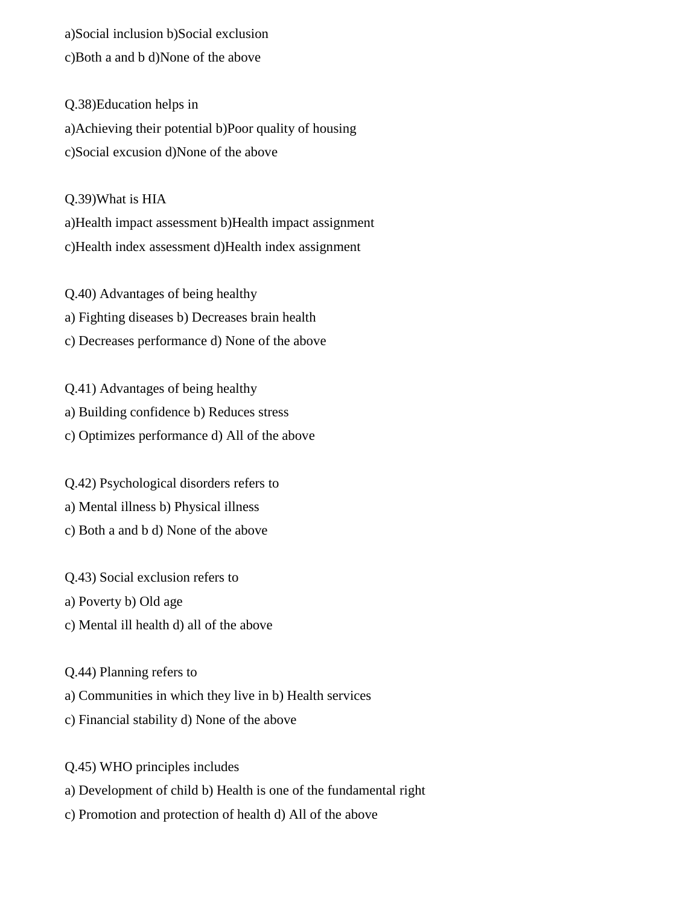a)Social inclusion b)Social exclusion
c)Both a and b d)None of the above

Q.38)Education helps in
a)Achieving their potential b)Poor quality of housing
c)Social excusion d)None of the above

Q.39)What is HIA
a)Health impact assessment b)Health impact assignment
c)Health index assessment d)Health index assignment

Q.40) Advantages of being healthy
a) Fighting diseases b) Decreases brain health
c) Decreases performance d) None of the above

Q.41) Advantages of being healthy
a) Building confidence b) Reduces stress
c) Optimizes performance d) All of the above

Q.42) Psychological disorders refers to
a) Mental illness b) Physical illness
c) Both a and b d) None of the above

Q.43) Social exclusion refers to
a) Poverty b) Old age
c) Mental ill health d) all of the above

Q.44) Planning refers to
a) Communities in which they live in b) Health services
c) Financial stability d) None of the above

Q.45) WHO principles includes
a) Development of child b) Health is one of the fundamental right
c) Promotion and protection of health d) All of the above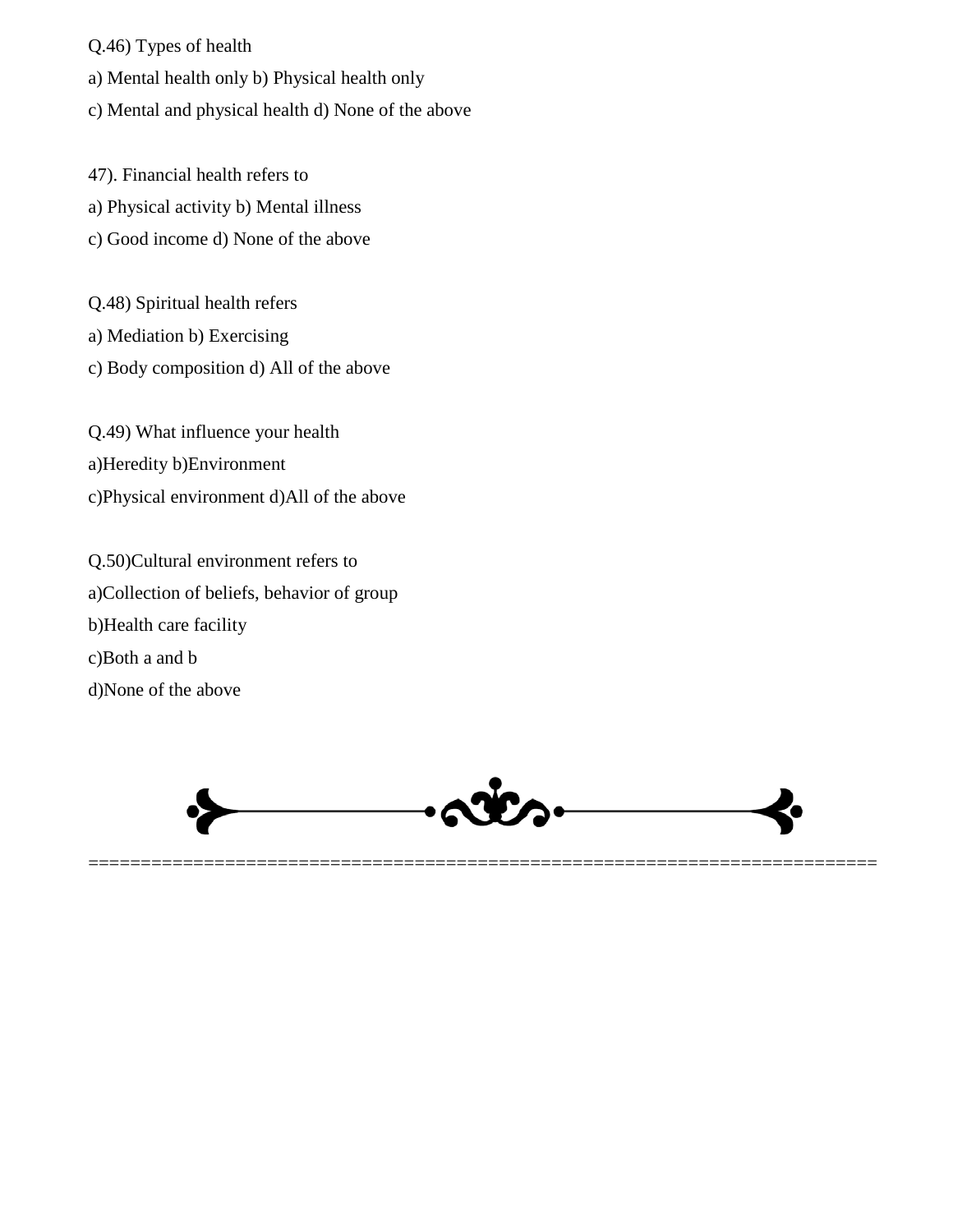Q.46) Types of health

a) Mental health only b) Physical health only

c) Mental and physical health d) None of the above

47). Financial health refers to

a) Physical activity b) Mental illness

c) Good income d) None of the above

Q.48) Spiritual health refers

a) Mediation b) Exercising

c) Body composition d) All of the above

Q.49) What influence your health

a)Heredity b)Environment

c)Physical environment d)All of the above

Q.50)Cultural environment refers to

a)Collection of beliefs, behavior of group

b)Health care facility

c)Both a and b

d)None of the above

==========================================================================